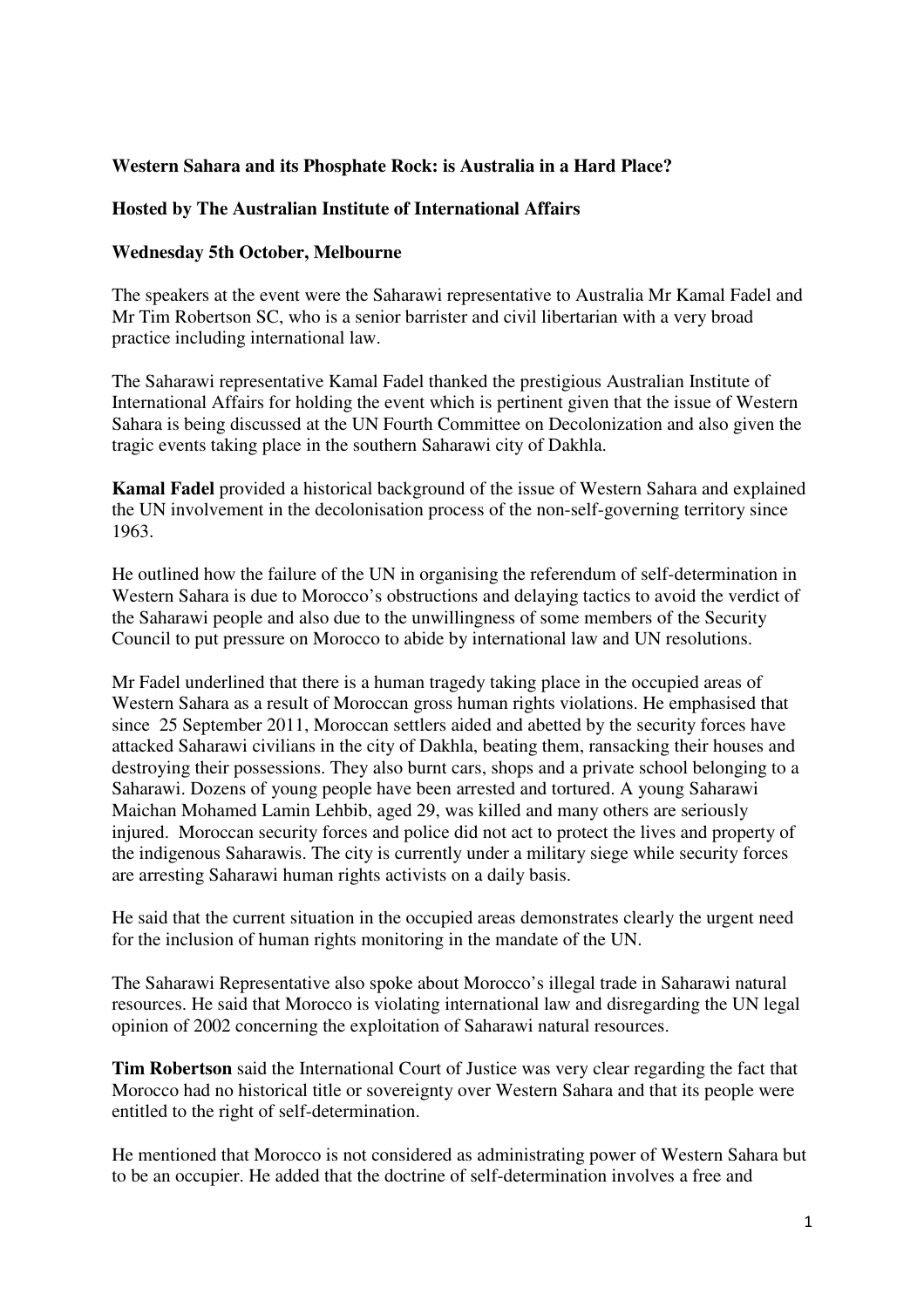**Western Sahara and its Phosphate Rock: is Australia in a Hard Place?**

**Hosted by The Australian Institute of International Affairs**

**Wednesday 5th October, Melbourne**

The speakers at the event were the Saharawi representative to Australia Mr Kamal Fadel and Mr Tim Robertson SC, who is a senior barrister and civil libertarian with a very broad practice including international law.

The Saharawi representative Kamal Fadel thanked the prestigious Australian Institute of International Affairs for holding the event which is pertinent given that the issue of Western Sahara is being discussed at the UN Fourth Committee on Decolonization and also given the tragic events taking place in the southern Saharawi city of Dakhla.

**Kamal Fadel** provided a historical background of the issue of Western Sahara and explained the UN involvement in the decolonisation process of the non-self-governing territory since 1963.

He outlined how the failure of the UN in organising the referendum of self-determination in Western Sahara is due to Morocco's obstructions and delaying tactics to avoid the verdict of the Saharawi people and also due to the unwillingness of some members of the Security Council to put pressure on Morocco to abide by international law and UN resolutions.

Mr Fadel underlined that there is a human tragedy taking place in the occupied areas of Western Sahara as a result of Moroccan gross human rights violations. He emphasised that since 25 September 2011, Moroccan settlers aided and abetted by the security forces have attacked Saharawi civilians in the city of Dakhla, beating them, ransacking their houses and destroying their possessions. They also burnt cars, shops and a private school belonging to a Saharawi. Dozens of young people have been arrested and tortured. A young Saharawi Maichan Mohamed Lamin Lehbib, aged 29, was killed and many others are seriously injured. Moroccan security forces and police did not act to protect the lives and property of the indigenous Saharawis. The city is currently under a military siege while security forces are arresting Saharawi human rights activists on a daily basis.

He said that the current situation in the occupied areas demonstrates clearly the urgent need for the inclusion of human rights monitoring in the mandate of the UN.

The Saharawi Representative also spoke about Morocco's illegal trade in Saharawi natural resources. He said that Morocco is violating international law and disregarding the UN legal opinion of 2002 concerning the exploitation of Saharawi natural resources.

**Tim Robertson** said the International Court of Justice was very clear regarding the fact that Morocco had no historical title or sovereignty over Western Sahara and that its people were entitled to the right of self-determination.

He mentioned that Morocco is not considered as administrating power of Western Sahara but to be an occupier. He added that the doctrine of self-determination involves a free and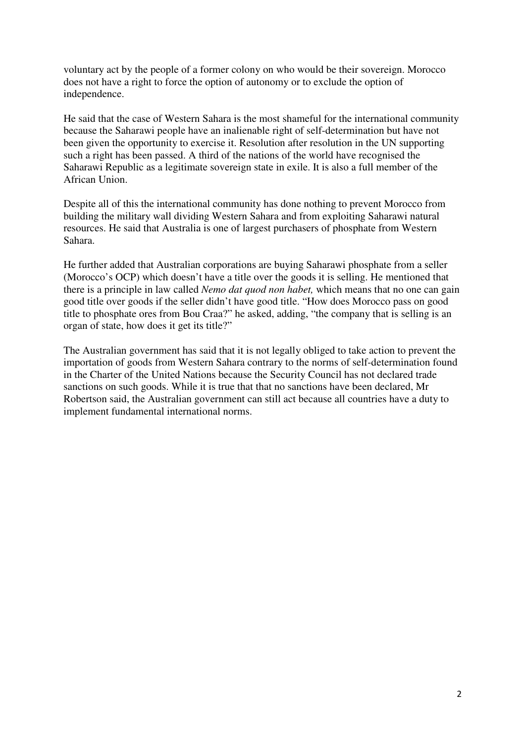voluntary act by the people of a former colony on who would be their sovereign. Morocco does not have a right to force the option of autonomy or to exclude the option of independence.

He said that the case of Western Sahara is the most shameful for the international community because the Saharawi people have an inalienable right of self-determination but have not been given the opportunity to exercise it. Resolution after resolution in the UN supporting such a right has been passed. A third of the nations of the world have recognised the Saharawi Republic as a legitimate sovereign state in exile. It is also a full member of the African Union.

Despite all of this the international community has done nothing to prevent Morocco from building the military wall dividing Western Sahara and from exploiting Saharawi natural resources. He said that Australia is one of largest purchasers of phosphate from Western Sahara.

He further added that Australian corporations are buying Saharawi phosphate from a seller (Morocco's OCP) which doesn't have a title over the goods it is selling. He mentioned that there is a principle in law called *Nemo dat quod non habet,* which means that no one can gain good title over goods if the seller didn't have good title. "How does Morocco pass on good title to phosphate ores from Bou Craa?" he asked, adding, "the company that is selling is an organ of state, how does it get its title?"

The Australian government has said that it is not legally obliged to take action to prevent the importation of goods from Western Sahara contrary to the norms of self-determination found in the Charter of the United Nations because the Security Council has not declared trade sanctions on such goods. While it is true that that no sanctions have been declared, Mr Robertson said, the Australian government can still act because all countries have a duty to implement fundamental international norms.